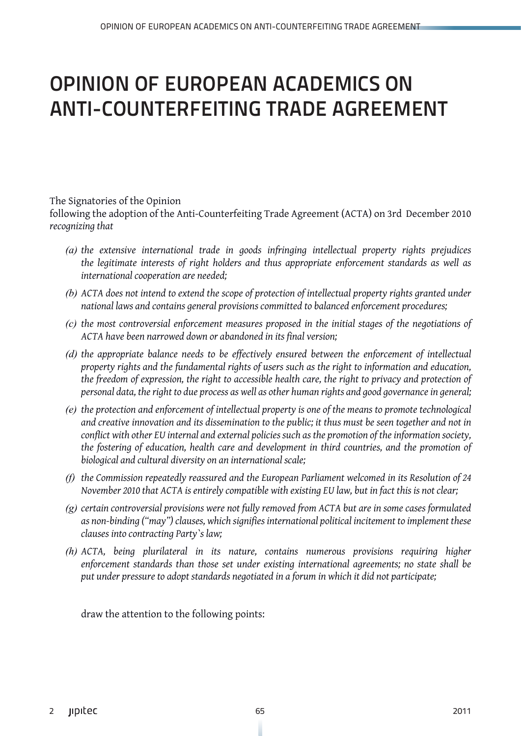# OPINION OF EUROPEAN ACADEMICS ON ANTI-COUNTERFEITING TRADE AGREEMENT

The Signatories of the Opinion
following the adoption of the Anti-Counterfeiting Trade Agreement (ACTA) on 3rd December 2010
*recognizing that*

*(a) the extensive international trade in goods infringing intellectual property rights prejudices the legitimate interests of right holders and thus appropriate enforcement standards as well as international cooperation are needed;*

*(b) ACTA does not intend to extend the scope of protection of intellectual property rights granted under national laws and contains general provisions committed to balanced enforcement procedures;*

*(c) the most controversial enforcement measures proposed in the initial stages of the negotiations of ACTA have been narrowed down or abandoned in its final version;*

*(d) the appropriate balance needs to be effectively ensured between the enforcement of intellectual property rights and the fundamental rights of users such as the right to information and education, the freedom of expression, the right to accessible health care, the right to privacy and protection of personal data, the right to due process as well as other human rights and good governance in general;*

*(e) the protection and enforcement of intellectual property is one of the means to promote technological and creative innovation and its dissemination to the public; it thus must be seen together and not in conflict with other EU internal and external policies such as the promotion of the information society, the fostering of education, health care and development in third countries, and the promotion of biological and cultural diversity on an international scale;*

*(f) the Commission repeatedly reassured and the European Parliament welcomed in its Resolution of 24 November 2010 that ACTA is entirely compatible with existing EU law, but in fact this is not clear;*

*(g) certain controversial provisions were not fully removed from ACTA but are in some cases formulated as non-binding ("may") clauses, which signifies international political incitement to implement these clauses into contracting Party`s law;*

*(h) ACTA, being plurilateral in its nature, contains numerous provisions requiring higher enforcement standards than those set under existing international agreements; no state shall be put under pressure to adopt standards negotiated in a forum in which it did not participate;*

draw the attention to the following points: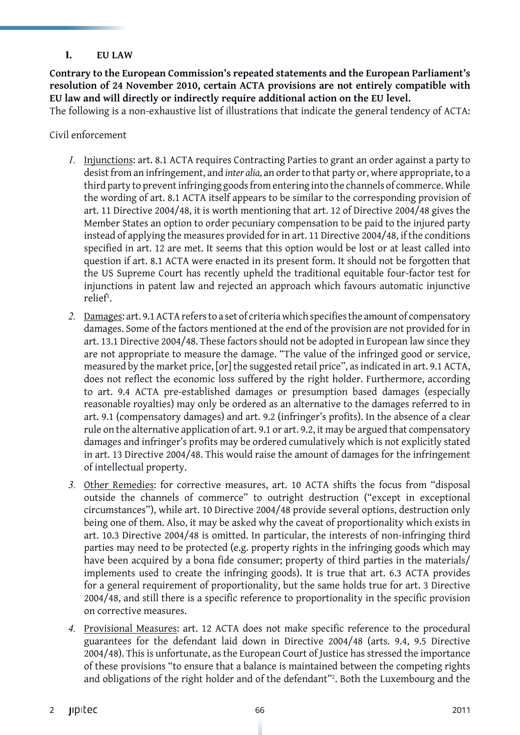## I. EU LAW

**Contrary to the European Commission's repeated statements and the European Parliament's resolution of 24 November 2010, certain ACTA provisions are not entirely compatible with EU law and will directly or indirectly require additional action on the EU level.**

The following is a non-exhaustive list of illustrations that indicate the general tendency of ACTA:

Civil enforcement

1. Injunctions: art. 8.1 ACTA requires Contracting Parties to grant an order against a party to desist from an infringement, and *inter alia,* an order to that party or, where appropriate, to a third party to prevent infringing goods from entering into the channels of commerce. While the wording of art. 8.1 ACTA itself appears to be similar to the corresponding provision of art. 11 Directive 2004/48, it is worth mentioning that art. 12 of Directive 2004/48 gives the Member States an option to order pecuniary compensation to be paid to the injured party instead of applying the measures provided for in art. 11 Directive 2004/48, if the conditions specified in art. 12 are met. It seems that this option would be lost or at least called into question if art. 8.1 ACTA were enacted in its present form. It should not be forgotten that the US Supreme Court has recently upheld the traditional equitable four-factor test for injunctions in patent law and rejected an approach which favours automatic injunctive relief[1].
2. Damages: art. 9.1 ACTA refers to a set of criteria which specifies the amount of compensatory damages. Some of the factors mentioned at the end of the provision are not provided for in art. 13.1 Directive 2004/48. These factors should not be adopted in European law since they are not appropriate to measure the damage. "The value of the infringed good or service, measured by the market price, [or] the suggested retail price", as indicated in art. 9.1 ACTA, does not reflect the economic loss suffered by the right holder. Furthermore, according to art. 9.4 ACTA pre-established damages or presumption based damages (especially reasonable royalties) may only be ordered as an alternative to the damages referred to in art. 9.1 (compensatory damages) and art. 9.2 (infringer's profits). In the absence of a clear rule on the alternative application of art. 9.1 or art. 9.2, it may be argued that compensatory damages and infringer's profits may be ordered cumulatively which is not explicitly stated in art. 13 Directive 2004/48. This would raise the amount of damages for the infringement of intellectual property.
3. Other Remedies: for corrective measures, art. 10 ACTA shifts the focus from "disposal outside the channels of commerce" to outright destruction ("except in exceptional circumstances"), while art. 10 Directive 2004/48 provide several options, destruction only being one of them. Also, it may be asked why the caveat of proportionality which exists in art. 10.3 Directive 2004/48 is omitted. In particular, the interests of non-infringing third parties may need to be protected (e.g. property rights in the infringing goods which may have been acquired by a bona fide consumer; property of third parties in the materials/implements used to create the infringing goods). It is true that art. 6.3 ACTA provides for a general requirement of proportionality, but the same holds true for art. 3 Directive 2004/48, and still there is a specific reference to proportionality in the specific provision on corrective measures.
4. Provisional Measures: art. 12 ACTA does not make specific reference to the procedural guarantees for the defendant laid down in Directive 2004/48 (arts. 9.4, 9.5 Directive 2004/48). This is unfortunate, as the European Court of Justice has stressed the importance of these provisions "to ensure that a balance is maintained between the competing rights and obligations of the right holder and of the defendant"[2]. Both the Luxembourg and the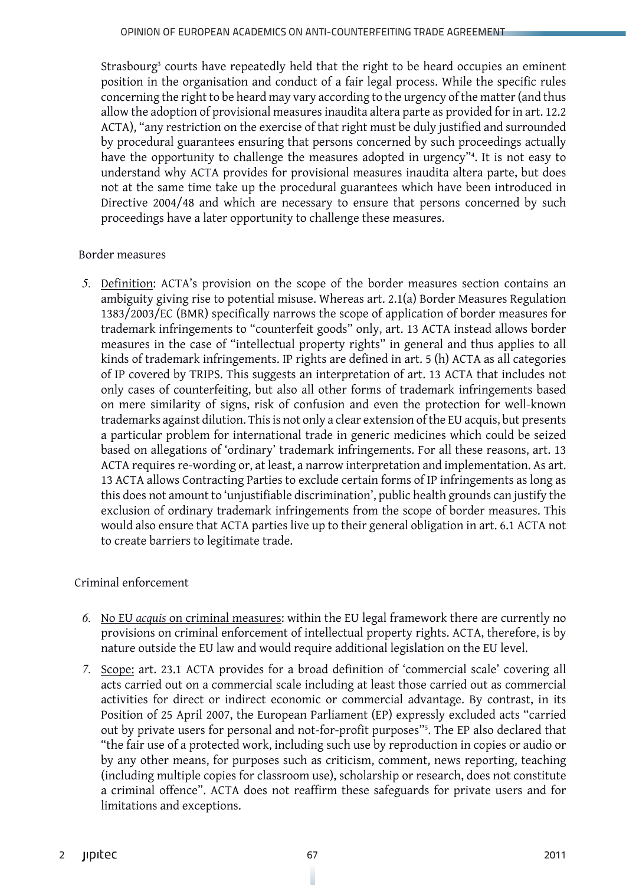Strasbourg[3] courts have repeatedly held that the right to be heard occupies an eminent position in the organisation and conduct of a fair legal process. While the specific rules concerning the right to be heard may vary according to the urgency of the matter (and thus allow the adoption of provisional measures inaudita altera parte as provided for in art. 12.2 ACTA), "any restriction on the exercise of that right must be duly justified and surrounded by procedural guarantees ensuring that persons concerned by such proceedings actually have the opportunity to challenge the measures adopted in urgency"[4]. It is not easy to understand why ACTA provides for provisional measures inaudita altera parte, but does not at the same time take up the procedural guarantees which have been introduced in Directive 2004/48 and which are necessary to ensure that persons concerned by such proceedings have a later opportunity to challenge these measures.

## Border measures

5. Definition: ACTA's provision on the scope of the border measures section contains an ambiguity giving rise to potential misuse. Whereas art. 2.1(a) Border Measures Regulation 1383/2003/EC (BMR) specifically narrows the scope of application of border measures for trademark infringements to "counterfeit goods" only, art. 13 ACTA instead allows border measures in the case of "intellectual property rights" in general and thus applies to all kinds of trademark infringements. IP rights are defined in art. 5 (h) ACTA as all categories of IP covered by TRIPS. This suggests an interpretation of art. 13 ACTA that includes not only cases of counterfeiting, but also all other forms of trademark infringements based on mere similarity of signs, risk of confusion and even the protection for well-known trademarks against dilution. This is not only a clear extension of the EU acquis, but presents a particular problem for international trade in generic medicines which could be seized based on allegations of 'ordinary' trademark infringements. For all these reasons, art. 13 ACTA requires re-wording or, at least, a narrow interpretation and implementation. As art. 13 ACTA allows Contracting Parties to exclude certain forms of IP infringements as long as this does not amount to 'unjustifiable discrimination', public health grounds can justify the exclusion of ordinary trademark infringements from the scope of border measures. This would also ensure that ACTA parties live up to their general obligation in art. 6.1 ACTA not to create barriers to legitimate trade.

## Criminal enforcement

6. No EU *acquis* on criminal measures: within the EU legal framework there are currently no provisions on criminal enforcement of intellectual property rights. ACTA, therefore, is by nature outside the EU law and would require additional legislation on the EU level.

7. Scope: art. 23.1 ACTA provides for a broad definition of 'commercial scale' covering all acts carried out on a commercial scale including at least those carried out as commercial activities for direct or indirect economic or commercial advantage. By contrast, in its Position of 25 April 2007, the European Parliament (EP) expressly excluded acts "carried out by private users for personal and not-for-profit purposes"[5]. The EP also declared that "the fair use of a protected work, including such use by reproduction in copies or audio or by any other means, for purposes such as criticism, comment, news reporting, teaching (including multiple copies for classroom use), scholarship or research, does not constitute a criminal offence". ACTA does not reaffirm these safeguards for private users and for limitations and exceptions.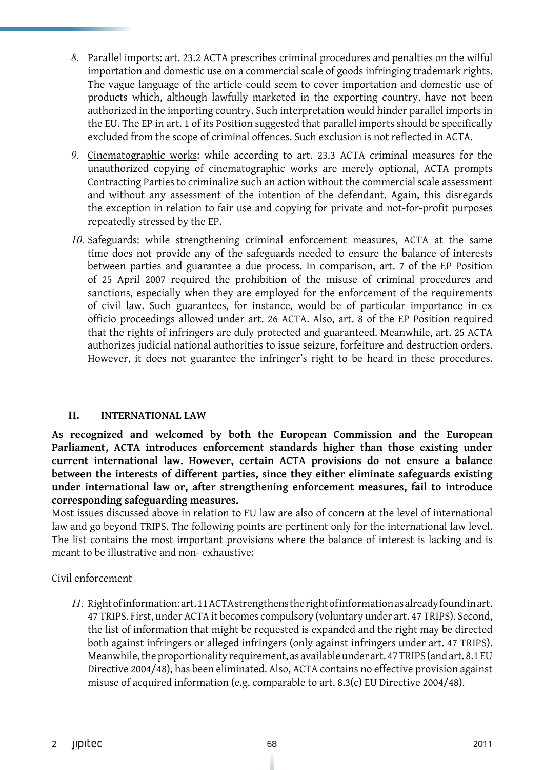8. Parallel imports: art. 23.2 ACTA prescribes criminal procedures and penalties on the wilful importation and domestic use on a commercial scale of goods infringing trademark rights. The vague language of the article could seem to cover importation and domestic use of products which, although lawfully marketed in the exporting country, have not been authorized in the importing country. Such interpretation would hinder parallel imports in the EU. The EP in art. 1 of its Position suggested that parallel imports should be specifically excluded from the scope of criminal offences. Such exclusion is not reflected in ACTA.

9. Cinematographic works: while according to art. 23.3 ACTA criminal measures for the unauthorized copying of cinematographic works are merely optional, ACTA prompts Contracting Parties to criminalize such an action without the commercial scale assessment and without any assessment of the intention of the defendant. Again, this disregards the exception in relation to fair use and copying for private and not-for-profit purposes repeatedly stressed by the EP.

10. Safeguards: while strengthening criminal enforcement measures, ACTA at the same time does not provide any of the safeguards needed to ensure the balance of interests between parties and guarantee a due process. In comparison, art. 7 of the EP Position of 25 April 2007 required the prohibition of the misuse of criminal procedures and sanctions, especially when they are employed for the enforcement of the requirements of civil law. Such guarantees, for instance, would be of particular importance in ex officio proceedings allowed under art. 26 ACTA. Also, art. 8 of the EP Position required that the rights of infringers are duly protected and guaranteed. Meanwhile, art. 25 ACTA authorizes judicial national authorities to issue seizure, forfeiture and destruction orders. However, it does not guarantee the infringer's right to be heard in these procedures.

## II. INTERNATIONAL LAW

**As recognized and welcomed by both the European Commission and the European Parliament, ACTA introduces enforcement standards higher than those existing under current international law. However, certain ACTA provisions do not ensure a balance between the interests of different parties, since they either eliminate safeguards existing under international law or, after strengthening enforcement measures, fail to introduce corresponding safeguarding measures.**

Most issues discussed above in relation to EU law are also of concern at the level of international law and go beyond TRIPS. The following points are pertinent only for the international law level. The list contains the most important provisions where the balance of interest is lacking and is meant to be illustrative and non- exhaustive:

Civil enforcement

11. Right of information: art. 11 ACTA strengthens the right of information as already found in art. 47 TRIPS. First, under ACTA it becomes compulsory (voluntary under art. 47 TRIPS). Second, the list of information that might be requested is expanded and the right may be directed both against infringers or alleged infringers (only against infringers under art. 47 TRIPS). Meanwhile, the proportionality requirement, as available under art. 47 TRIPS (and art. 8.1 EU Directive 2004/48), has been eliminated. Also, ACTA contains no effective provision against misuse of acquired information (e.g. comparable to art. 8.3(c) EU Directive 2004/48).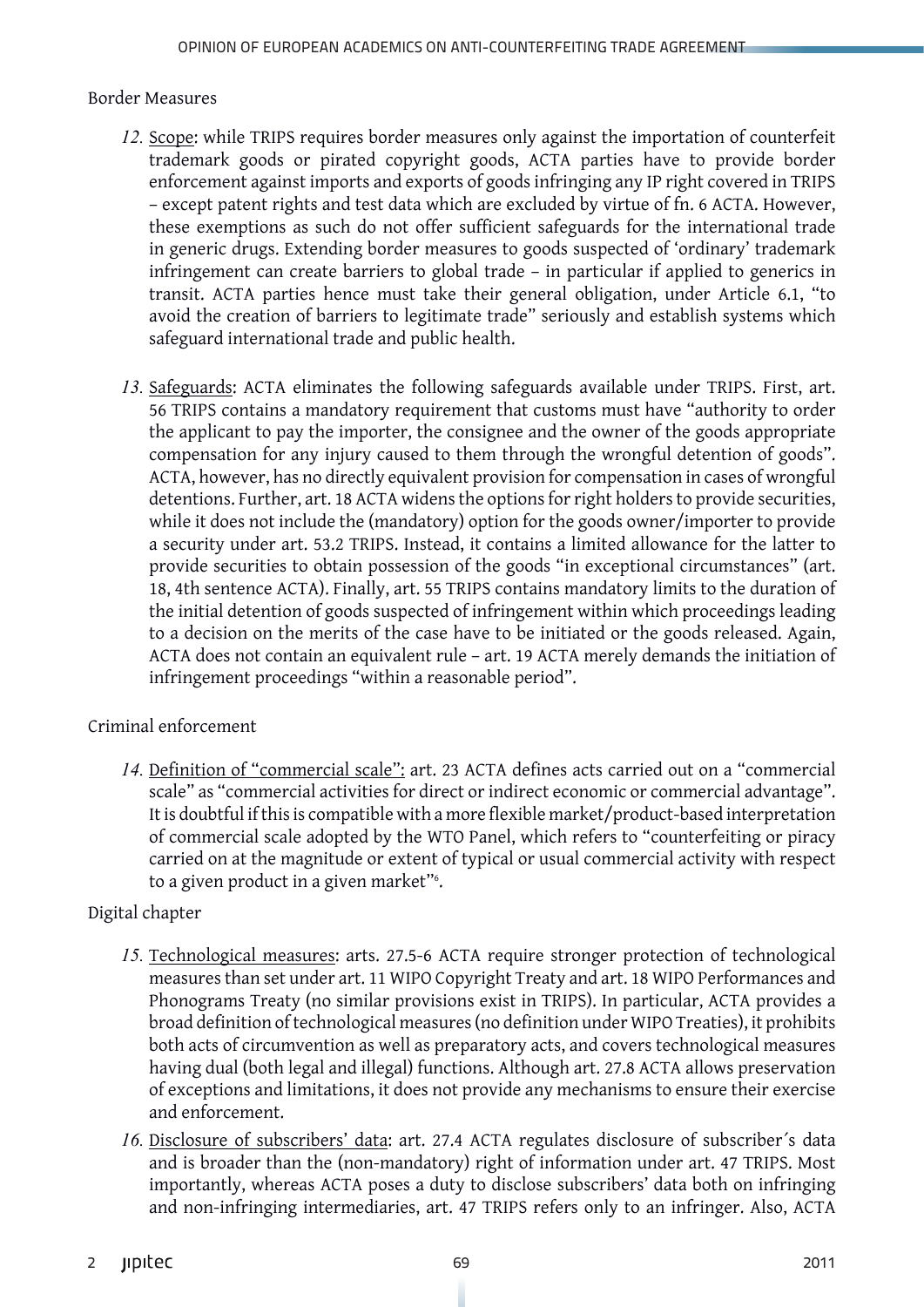Border Measures

*12.* Scope: while TRIPS requires border measures only against the importation of counterfeit trademark goods or pirated copyright goods, ACTA parties have to provide border enforcement against imports and exports of goods infringing any IP right covered in TRIPS – except patent rights and test data which are excluded by virtue of fn. 6 ACTA. However, these exemptions as such do not offer sufficient safeguards for the international trade in generic drugs. Extending border measures to goods suspected of 'ordinary' trademark infringement can create barriers to global trade – in particular if applied to generics in transit. ACTA parties hence must take their general obligation, under Article 6.1, "to avoid the creation of barriers to legitimate trade" seriously and establish systems which safeguard international trade and public health.

*13.* Safeguards: ACTA eliminates the following safeguards available under TRIPS. First, art. 56 TRIPS contains a mandatory requirement that customs must have "authority to order the applicant to pay the importer, the consignee and the owner of the goods appropriate compensation for any injury caused to them through the wrongful detention of goods". ACTA, however, has no directly equivalent provision for compensation in cases of wrongful detentions. Further, art. 18 ACTA widens the options for right holders to provide securities, while it does not include the (mandatory) option for the goods owner/importer to provide a security under art. 53.2 TRIPS. Instead, it contains a limited allowance for the latter to provide securities to obtain possession of the goods "in exceptional circumstances" (art. 18, 4th sentence ACTA). Finally, art. 55 TRIPS contains mandatory limits to the duration of the initial detention of goods suspected of infringement within which proceedings leading to a decision on the merits of the case have to be initiated or the goods released. Again, ACTA does not contain an equivalent rule – art. 19 ACTA merely demands the initiation of infringement proceedings "within a reasonable period".

Criminal enforcement

*14.* Definition of "commercial scale": art. 23 ACTA defines acts carried out on a "commercial scale" as "commercial activities for direct or indirect economic or commercial advantage". It is doubtful if this is compatible with a more flexible market/product-based interpretation of commercial scale adopted by the WTO Panel, which refers to "counterfeiting or piracy carried on at the magnitude or extent of typical or usual commercial activity with respect to a given product in a given market"[6].

Digital chapter

*15.* Technological measures: arts. 27.5-6 ACTA require stronger protection of technological measures than set under art. 11 WIPO Copyright Treaty and art. 18 WIPO Performances and Phonograms Treaty (no similar provisions exist in TRIPS). In particular, ACTA provides a broad definition of technological measures (no definition under WIPO Treaties), it prohibits both acts of circumvention as well as preparatory acts, and covers technological measures having dual (both legal and illegal) functions. Although art. 27.8 ACTA allows preservation of exceptions and limitations, it does not provide any mechanisms to ensure their exercise and enforcement.

*16.* Disclosure of subscribers' data: art. 27.4 ACTA regulates disclosure of subscriber´s data and is broader than the (non-mandatory) right of information under art. 47 TRIPS. Most importantly, whereas ACTA poses a duty to disclose subscribers' data both on infringing and non-infringing intermediaries, art. 47 TRIPS refers only to an infringer. Also, ACTA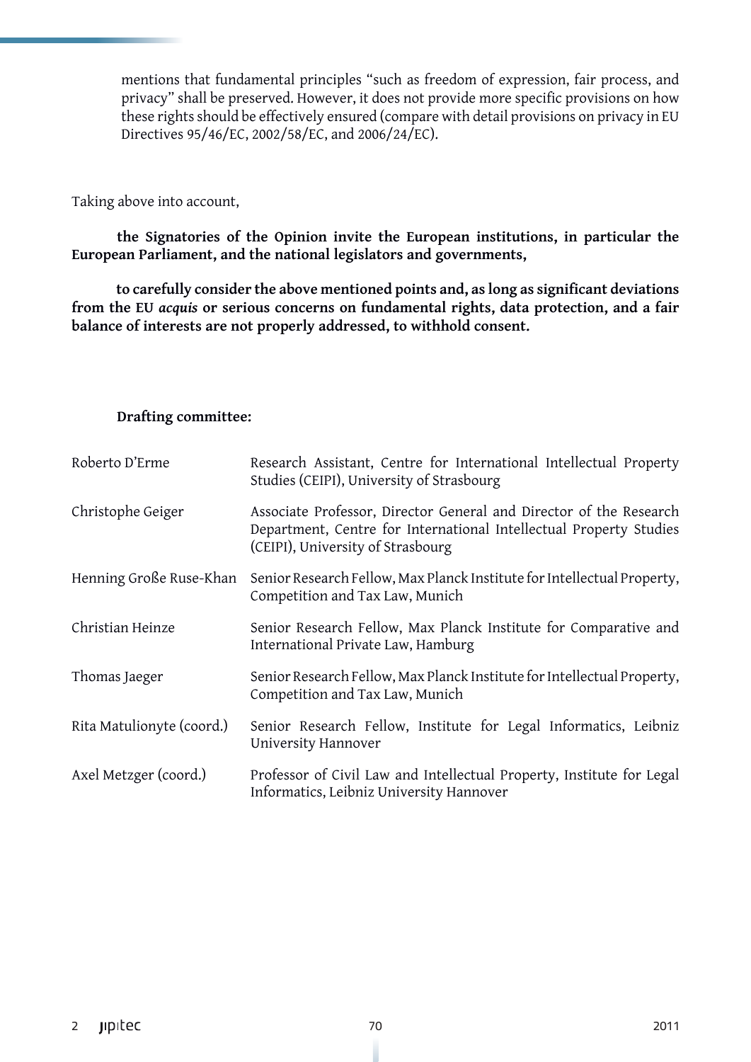mentions that fundamental principles "such as freedom of expression, fair process, and privacy" shall be preserved. However, it does not provide more specific provisions on how these rights should be effectively ensured (compare with detail provisions on privacy in EU Directives 95/46/EC, 2002/58/EC, and 2006/24/EC).

Taking above into account,

**the Signatories of the Opinion invite the European institutions, in particular the European Parliament, and the national legislators and governments,**

**to carefully consider the above mentioned points and, as long as significant deviations from the EU *acquis* or serious concerns on fundamental rights, data protection, and a fair balance of interests are not properly addressed, to withhold consent.**

**Drafting committee:**

| | |
|---|---|
| Roberto D'Erme | Research Assistant, Centre for International Intellectual Property Studies (CEIPI), University of Strasbourg |
| Christophe Geiger | Associate Professor, Director General and Director of the Research Department, Centre for International Intellectual Property Studies (CEIPI), University of Strasbourg |
| Henning Große Ruse-Khan | Senior Research Fellow, Max Planck Institute for Intellectual Property, Competition and Tax Law, Munich |
| Christian Heinze | Senior Research Fellow, Max Planck Institute for Comparative and International Private Law, Hamburg |
| Thomas Jaeger | Senior Research Fellow, Max Planck Institute for Intellectual Property, Competition and Tax Law, Munich |
| Rita Matulionyte (coord.) | Senior Research Fellow, Institute for Legal Informatics, Leibniz University Hannover |
| Axel Metzger (coord.) | Professor of Civil Law and Intellectual Property, Institute for Legal Informatics, Leibniz University Hannover |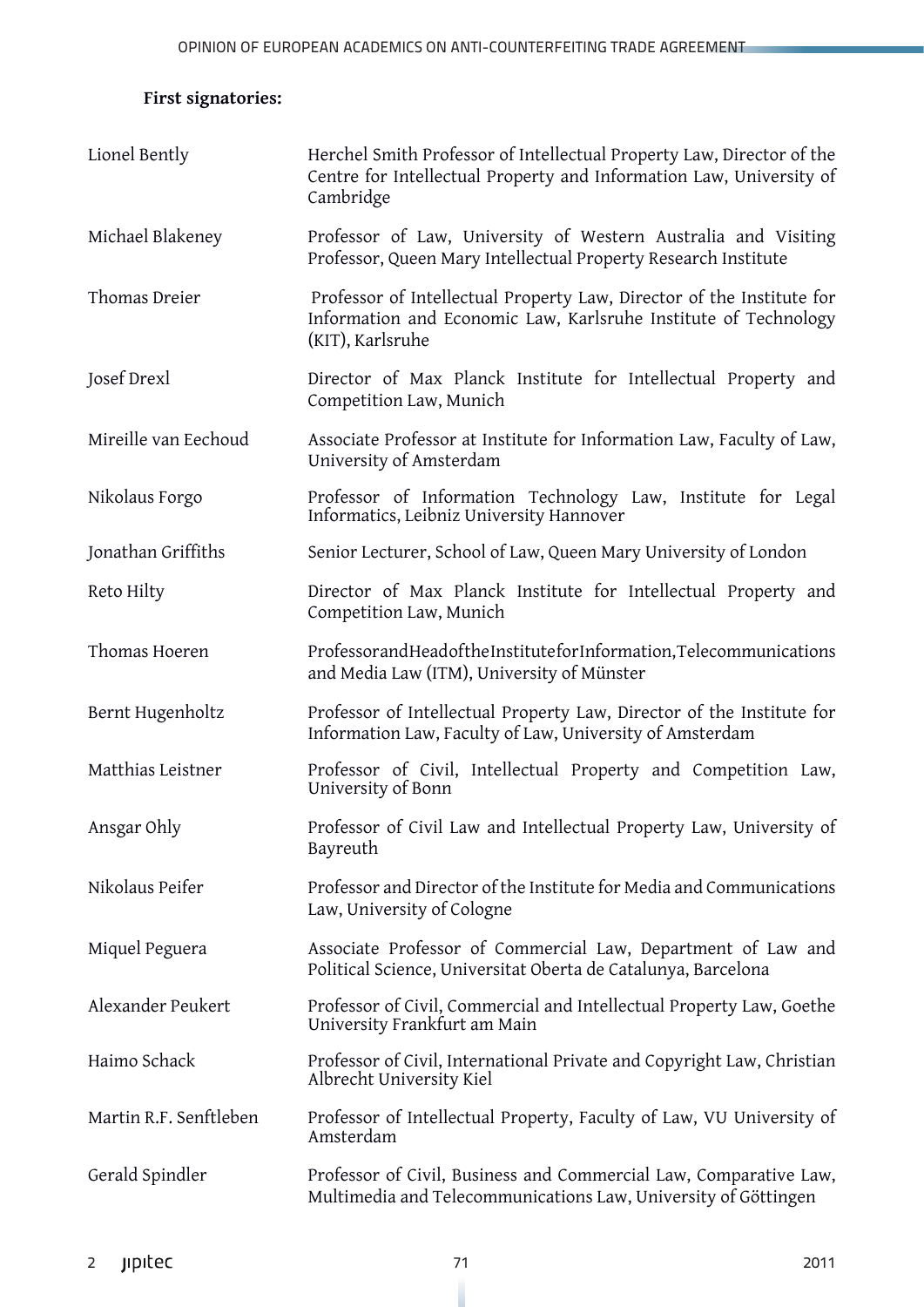**First signatories:**

| | |
|---|---|
| Lionel Bently | Herchel Smith Professor of Intellectual Property Law, Director of the Centre for Intellectual Property and Information Law, University of Cambridge |
| Michael Blakeney | Professor of Law, University of Western Australia and Visiting Professor, Queen Mary Intellectual Property Research Institute |
| Thomas Dreier | Professor of Intellectual Property Law, Director of the Institute for Information and Economic Law, Karlsruhe Institute of Technology (KIT), Karlsruhe |
| Josef Drexl | Director of Max Planck Institute for Intellectual Property and Competition Law, Munich |
| Mireille van Eechoud | Associate Professor at Institute for Information Law, Faculty of Law, University of Amsterdam |
| Nikolaus Forgo | Professor of Information Technology Law, Institute for Legal Informatics, Leibniz University Hannover |
| Jonathan Griffiths | Senior Lecturer, School of Law, Queen Mary University of London |
| Reto Hilty | Director of Max Planck Institute for Intellectual Property and Competition Law, Munich |
| Thomas Hoeren | Professor and Head of the Institute for Information, Telecommunications and Media Law (ITM), University of Münster |
| Bernt Hugenholtz | Professor of Intellectual Property Law, Director of the Institute for Information Law, Faculty of Law, University of Amsterdam |
| Matthias Leistner | Professor of Civil, Intellectual Property and Competition Law, University of Bonn |
| Ansgar Ohly | Professor of Civil Law and Intellectual Property Law, University of Bayreuth |
| Nikolaus Peifer | Professor and Director of the Institute for Media and Communications Law, University of Cologne |
| Miquel Peguera | Associate Professor of Commercial Law, Department of Law and Political Science, Universitat Oberta de Catalunya, Barcelona |
| Alexander Peukert | Professor of Civil, Commercial and Intellectual Property Law, Goethe University Frankfurt am Main |
| Haimo Schack | Professor of Civil, International Private and Copyright Law, Christian Albrecht University Kiel |
| Martin R.F. Senftleben | Professor of Intellectual Property, Faculty of Law, VU University of Amsterdam |
| Gerald Spindler | Professor of Civil, Business and Commercial Law, Comparative Law, Multimedia and Telecommunications Law, University of Göttingen |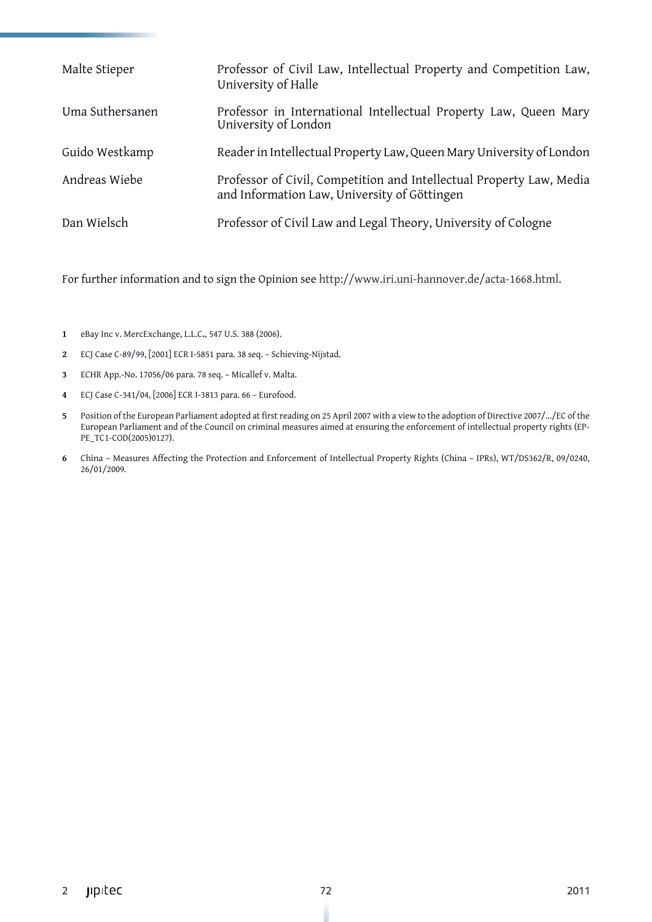| | |
|---|---|
| Malte Stieper | Professor of Civil Law, Intellectual Property and Competition Law, University of Halle |
| Uma Suthersanen | Professor in International Intellectual Property Law, Queen Mary University of London |
| Guido Westkamp | Reader in Intellectual Property Law, Queen Mary University of London |
| Andreas Wiebe | Professor of Civil, Competition and Intellectual Property Law, Media and Information Law, University of Göttingen |
| Dan Wielsch | Professor of Civil Law and Legal Theory, University of Cologne |

For further information and to sign the Opinion see http://www.iri.uni-hannover.de/acta-1668.html.

1 eBay Inc v. MercExchange, L.L.C., 547 U.S. 388 (2006).

2 ECJ Case C-89/99, [2001] ECR I-5851 para. 38 seq. – Schieving-Nijstad.

3 ECHR App.-No. 17056/06 para. 78 seq. – Micallef v. Malta.

4 ECJ Case C-341/04, [2006] ECR I-3813 para. 66 – Eurofood.

5 Position of the European Parliament adopted at first reading on 25 April 2007 with a view to the adoption of Directive 2007/.../EC of the European Parliament and of the Council on criminal measures aimed at ensuring the enforcement of intellectual property rights (EP-PE_TC1-COD(2005)0127).

6 China – Measures Affecting the Protection and Enforcement of Intellectual Property Rights (China – IPRs), WT/DS362/R, 09/0240, 26/01/2009.